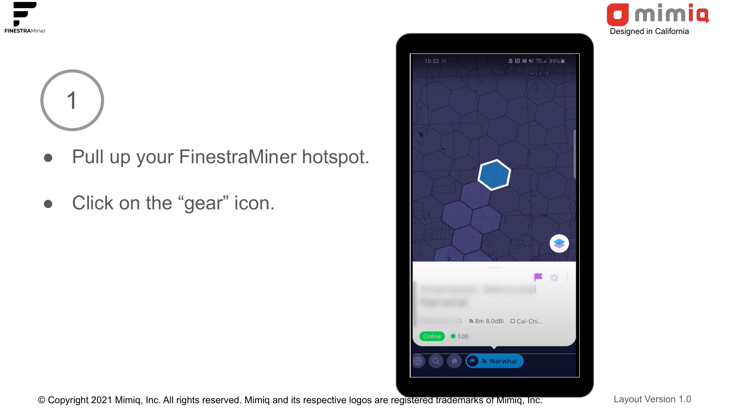# 1

- Pull up your FinestraMiner hotspot.
- Click on the “gear” icon.

© Copyright 2021 Mimiq, Inc. All rights reserved. Mimiq and its respective logos are registered trademarks of Mimiq, Inc.

Layout Version 1.0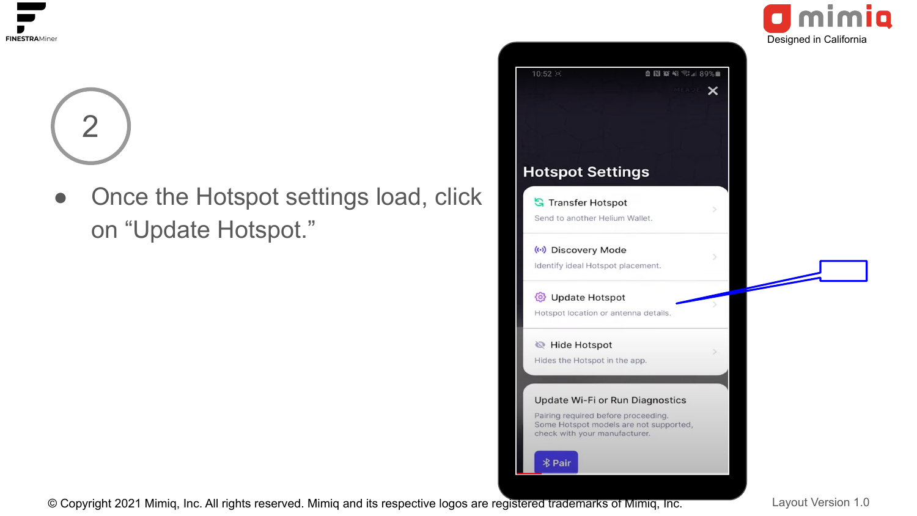2

- Once the Hotspot settings load, click on “Update Hotspot.”

Hotspot Settings

Transfer Hotspot
Send to another Helium Wallet.

Discovery Mode
Identify ideal Hotspot placement.

Update Hotspot
Hotspot location or antenna details.

Hide Hotspot
Hides the Hotspot in the app.

Update Wi-Fi or Run Diagnostics
Pairing required before proceeding.
Some Hotspot models are not supported, check with your manufacturer.

Pair

© Copyright 2021 Mimiq, Inc. All rights reserved. Mimiq and its respective logos are registered trademarks of Mimiq, Inc.

Layout Version 1.0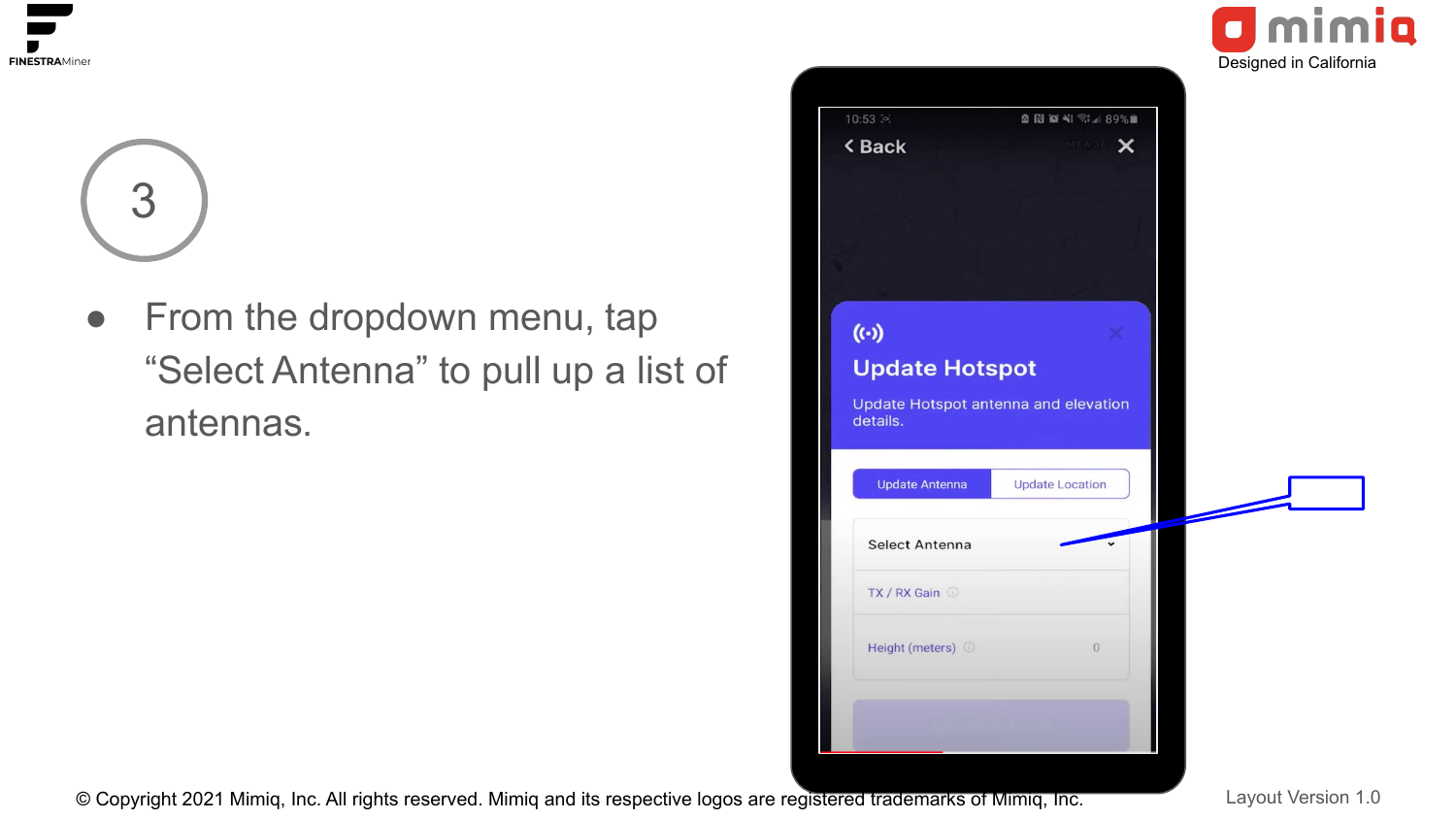3

- From the dropdown menu, tap "Select Antenna" to pull up a list of antennas.

10:53

Back

Update Hotspot

Update Hotspot antenna and elevation details.

Update Antenna | Update Location

Select Antenna

TX / RX Gain

Height (meters) 0

© Copyright 2021 Mimiq, Inc. All rights reserved. Mimiq and its respective logos are registered trademarks of Mimiq, Inc.

Layout Version 1.0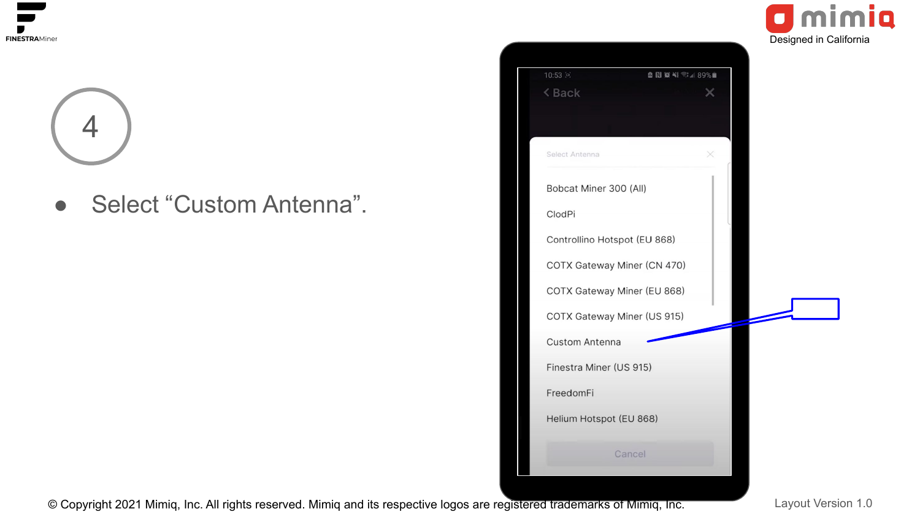4

- Select “Custom Antenna”.

Select Antenna

Bobcat Miner 300 (All)

ClodPi

Controllino Hotspot (EU 868)

COTX Gateway Miner (CN 470)

COTX Gateway Miner (EU 868)

COTX Gateway Miner (US 915)

Custom Antenna

Finestra Miner (US 915)

FreedomFi

Helium Hotspot (EU 868)

Cancel

© Copyright 2021 Mimiq, Inc. All rights reserved. Mimiq and its respective logos are registered trademarks of Mimiq, Inc.

Layout Version 1.0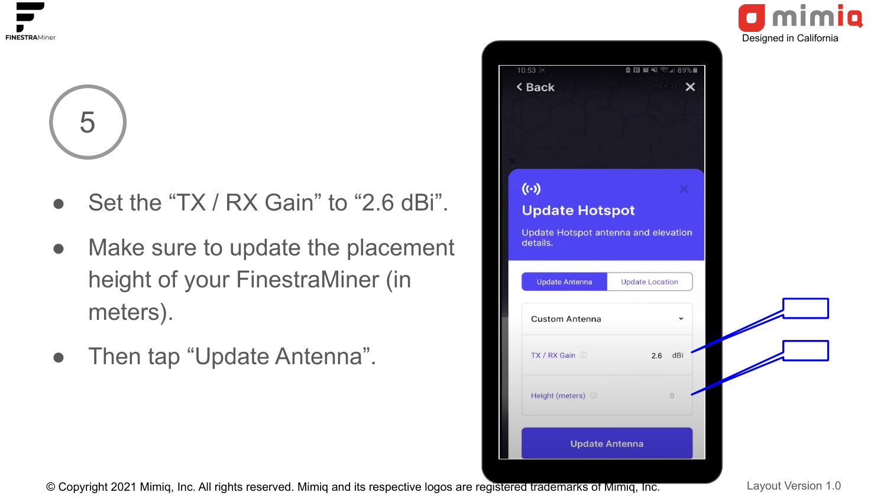# 5

- Set the “TX / RX Gain” to “2.6 dBi”.
- Make sure to update the placement height of your FinestraMiner (in meters).
- Then tap “Update Antenna”.

10:53 89%

< Back

Update Hotspot

Update Hotspot antenna and elevation details.

Update Antenna | Update Location

Custom Antenna

TX / RX Gain 2.6 dBi

Height (meters) 0

Update Antenna

© Copyright 2021 Mimiq, Inc. All rights reserved. Mimiq and its respective logos are registered trademarks of Mimiq, Inc.

Layout Version 1.0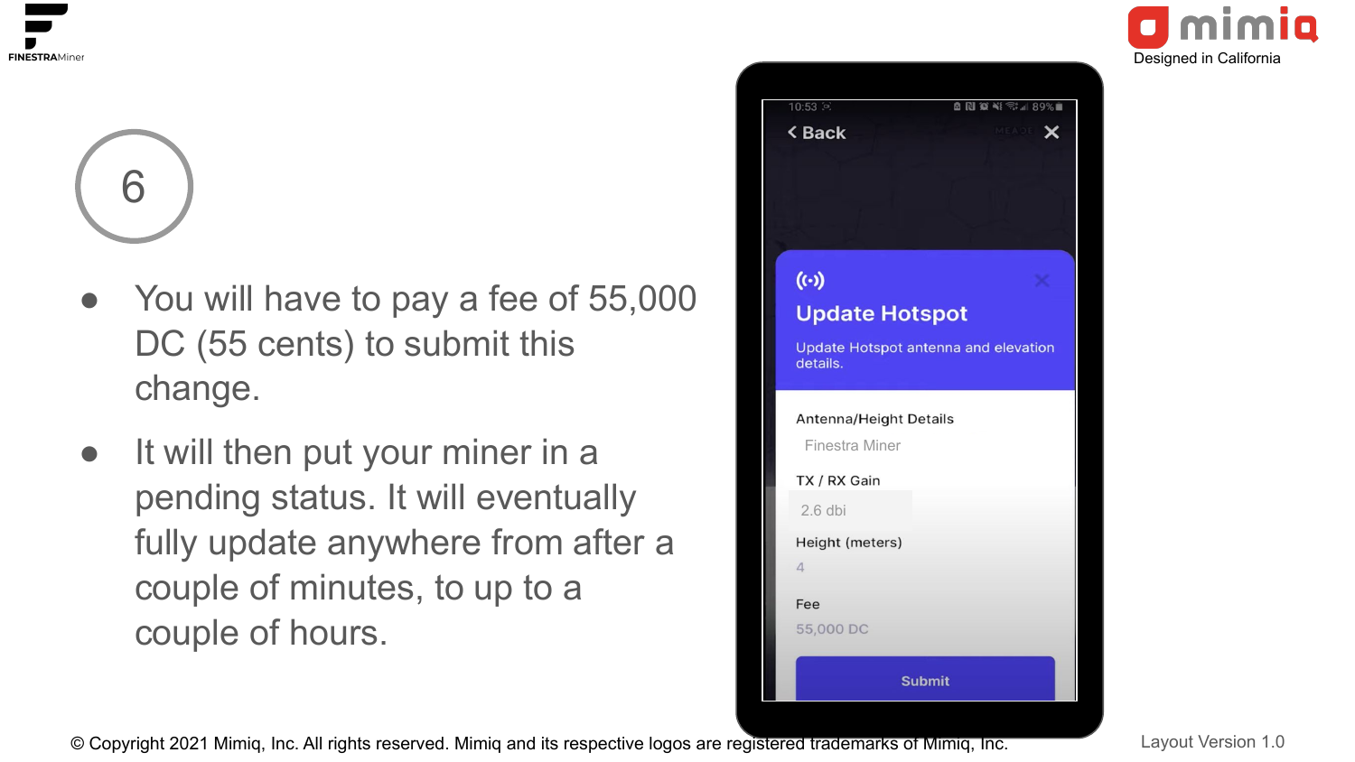# 6

- You will have to pay a fee of 55,000 DC (55 cents) to submit this change.
- It will then put your miner in a pending status. It will eventually fully update anywhere from after a couple of minutes, to up to a couple of hours.

10:53

< Back

**Update Hotspot**

Update Hotspot antenna and elevation details.

Antenna/Height Details

Finestra Miner

TX / RX Gain

2.6 dbi

Height (meters)

4

Fee

55,000 DC

Submit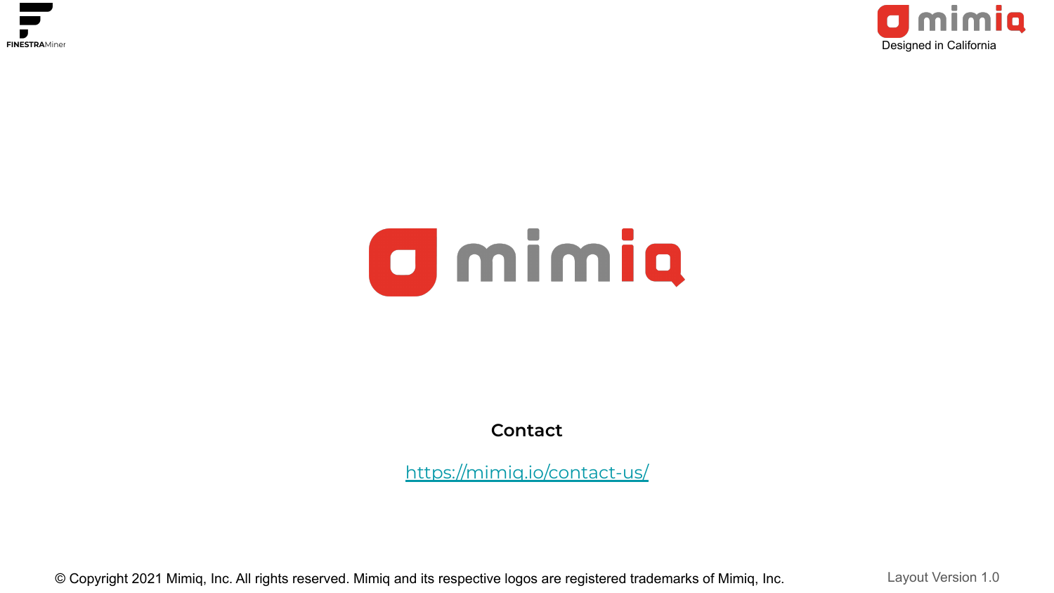**Contact**

https://mimiq.io/contact-us/

© Copyright 2021 Mimiq, Inc. All rights reserved. Mimiq and its respective logos are registered trademarks of Mimiq, Inc.